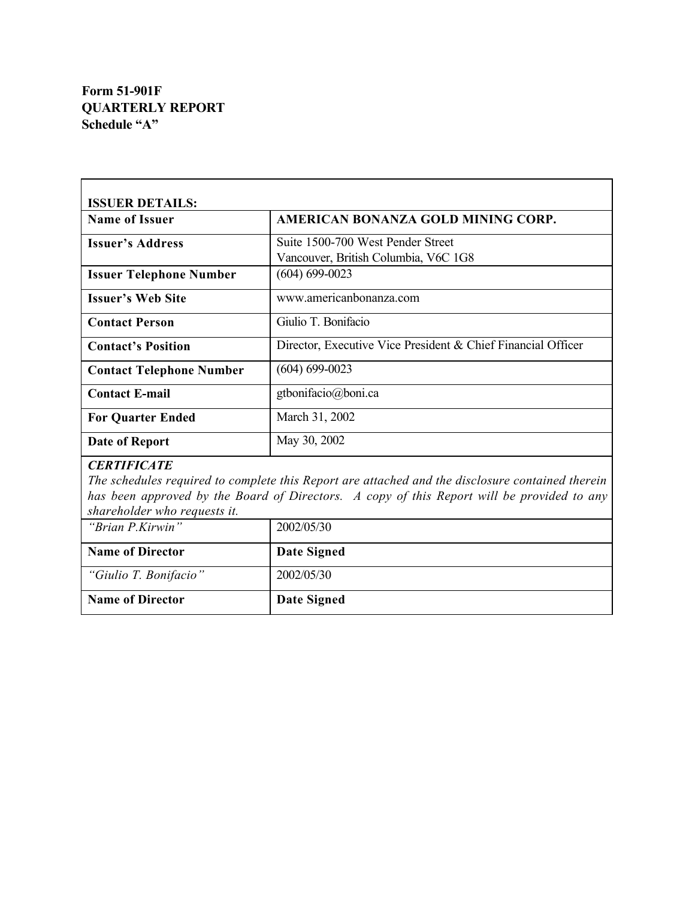**Form 51-901F**
**QUARTERLY REPORT**
**Schedule "A"**

| **ISSUER DETAILS:** | |
|---|---|
| **Name of Issuer** | **AMERICAN BONANZA GOLD MINING CORP.** |
| **Issuer's Address** | Suite 1500-700 West Pender Street<br>Vancouver, British Columbia, V6C 1G8 |
| **Issuer Telephone Number** | (604) 699-0023 |
| **Issuer's Web Site** | www.americanbonanza.com |
| **Contact Person** | Giulio T. Bonifacio |
| **Contact's Position** | Director, Executive Vice President & Chief Financial Officer |
| **Contact Telephone Number** | (604) 699-0023 |
| **Contact E-mail** | gtbonifacio@boni.ca |
| **For Quarter Ended** | March 31, 2002 |
| **Date of Report** | May 30, 2002 |

***CERTIFICATE***

*The schedules required to complete this Report are attached and the disclosure contained therein has been approved by the Board of Directors. A copy of this Report will be provided to any shareholder who requests it.*

| | |
|---|---|
| *"Brian P.Kirwin"* | 2002/05/30 |
| **Name of Director** | **Date Signed** |
| *"Giulio T. Bonifacio"* | 2002/05/30 |
| **Name of Director** | **Date Signed** |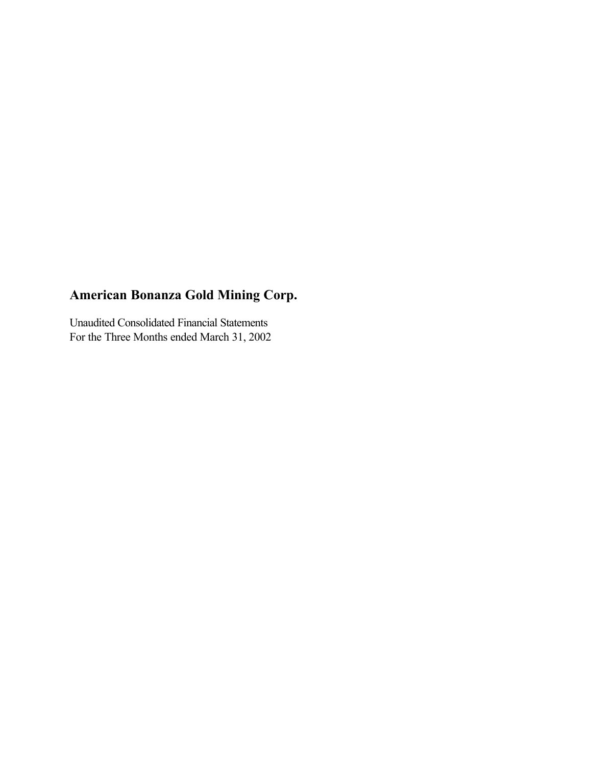# American Bonanza Gold Mining Corp.

Unaudited Consolidated Financial Statements
For the Three Months ended March 31, 2002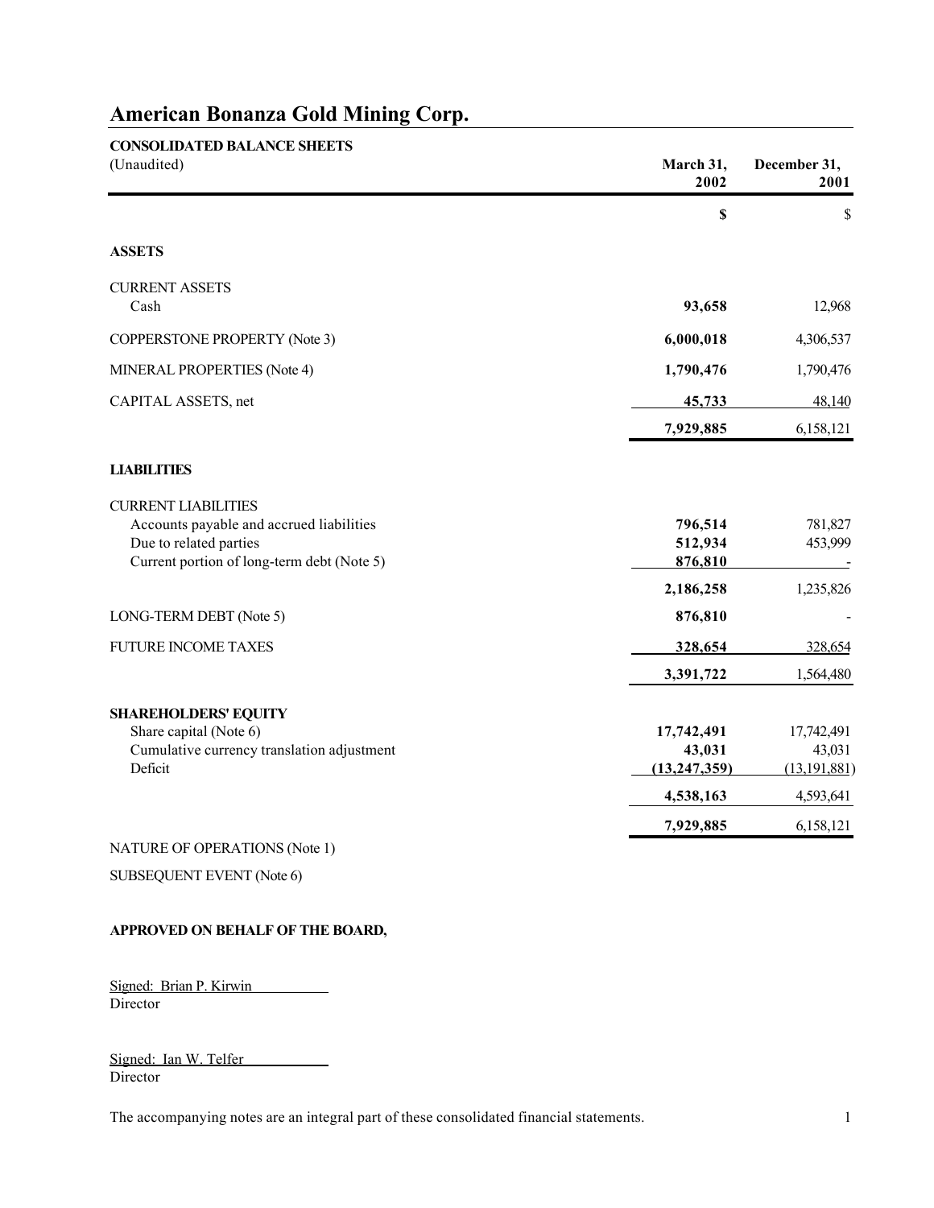# American Bonanza Gold Mining Corp.

**CONSOLIDATED BALANCE SHEETS**
(Unaudited)

| | **March 31, 2002** | **December 31, 2001** |
|---|---|---|
| | **$** | $ |
| **ASSETS** | | |
| CURRENT ASSETS | | |
| Cash | **93,658** | 12,968 |
| COPPERSTONE PROPERTY (Note 3) | **6,000,018** | 4,306,537 |
| MINERAL PROPERTIES (Note 4) | **1,790,476** | 1,790,476 |
| CAPITAL ASSETS, net | **45,733** | 48,140 |
| | **7,929,885** | 6,158,121 |
| **LIABILITIES** | | |
| CURRENT LIABILITIES | | |
| Accounts payable and accrued liabilities | **796,514** | 781,827 |
| Due to related parties | **512,934** | 453,999 |
| Current portion of long-term debt (Note 5) | **876,810** | - |
| | **2,186,258** | 1,235,826 |
| LONG-TERM DEBT (Note 5) | **876,810** | - |
| FUTURE INCOME TAXES | **328,654** | 328,654 |
| | **3,391,722** | 1,564,480 |
| **SHAREHOLDERS' EQUITY** | | |
| Share capital (Note 6) | **17,742,491** | 17,742,491 |
| Cumulative currency translation adjustment | **43,031** | 43,031 |
| Deficit | **(13,247,359)** | (13,191,881) |
| | **4,538,163** | 4,593,641 |
| | **7,929,885** | 6,158,121 |

NATURE OF OPERATIONS (Note 1)

SUBSEQUENT EVENT (Note 6)

**APPROVED ON BEHALF OF THE BOARD,**

Signed: Brian P. Kirwin
Director

Signed: Ian W. Telfer
Director

The accompanying notes are an integral part of these consolidated financial statements.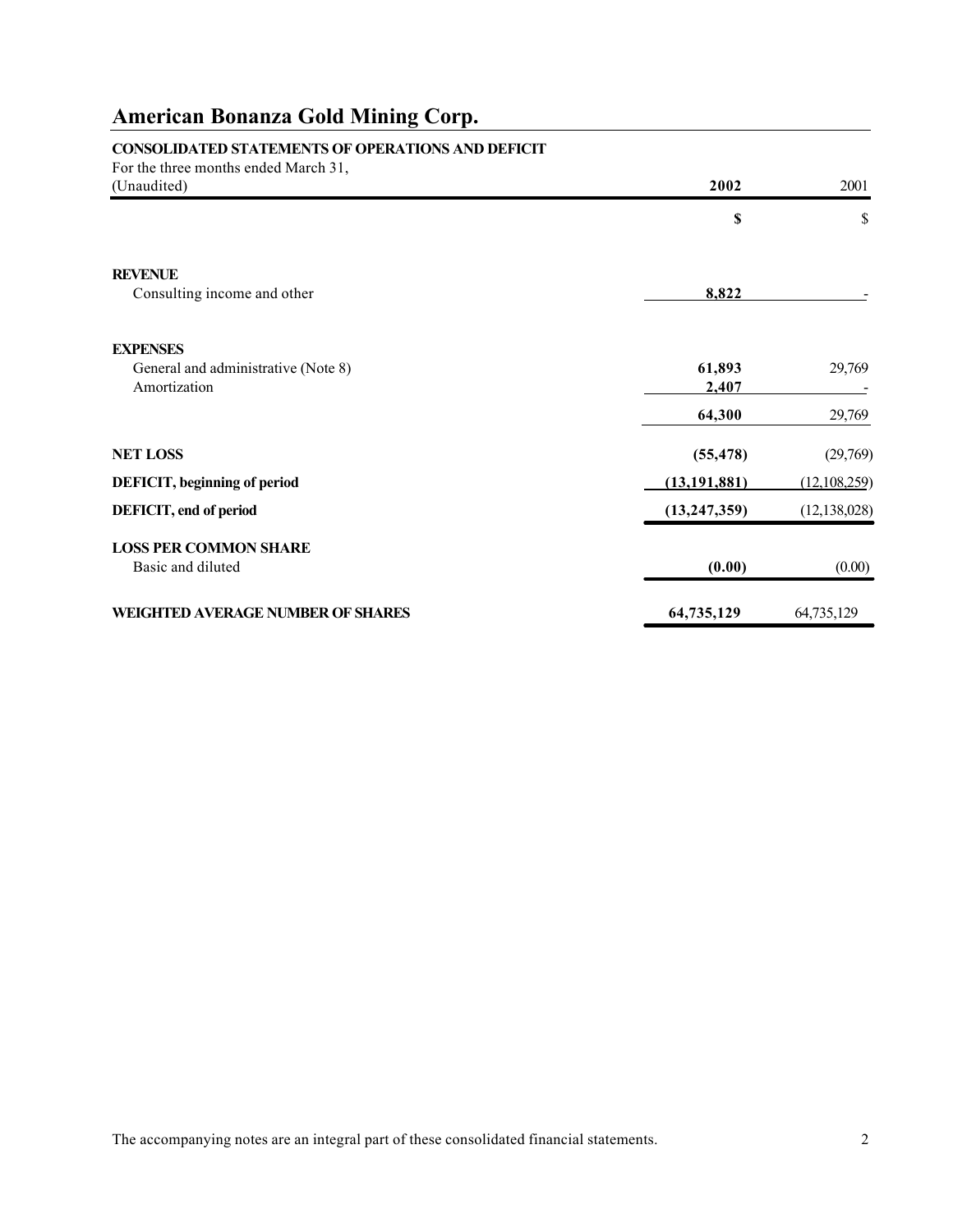# American Bonanza Gold Mining Corp.

**CONSOLIDATED STATEMENTS OF OPERATIONS AND DEFICIT**

For the three months ended March 31,
(Unaudited)

| | 2002 | 2001 |
|---|---|---|
| | **$** | $ |
| **REVENUE** | | |
| Consulting income and other | **8,822** | - |
| **EXPENSES** | | |
| General and administrative (Note 8) | **61,893** | 29,769 |
| Amortization | **2,407** | - |
| | **64,300** | 29,769 |
| **NET LOSS** | **(55,478)** | (29,769) |
| **DEFICIT, beginning of period** | **(13,191,881)** | (12,108,259) |
| **DEFICIT, end of period** | **(13,247,359)** | (12,138,028) |
| **LOSS PER COMMON SHARE** | | |
| Basic and diluted | **(0.00)** | (0.00) |
| **WEIGHTED AVERAGE NUMBER OF SHARES** | **64,735,129** | 64,735,129 |

The accompanying notes are an integral part of these consolidated financial statements.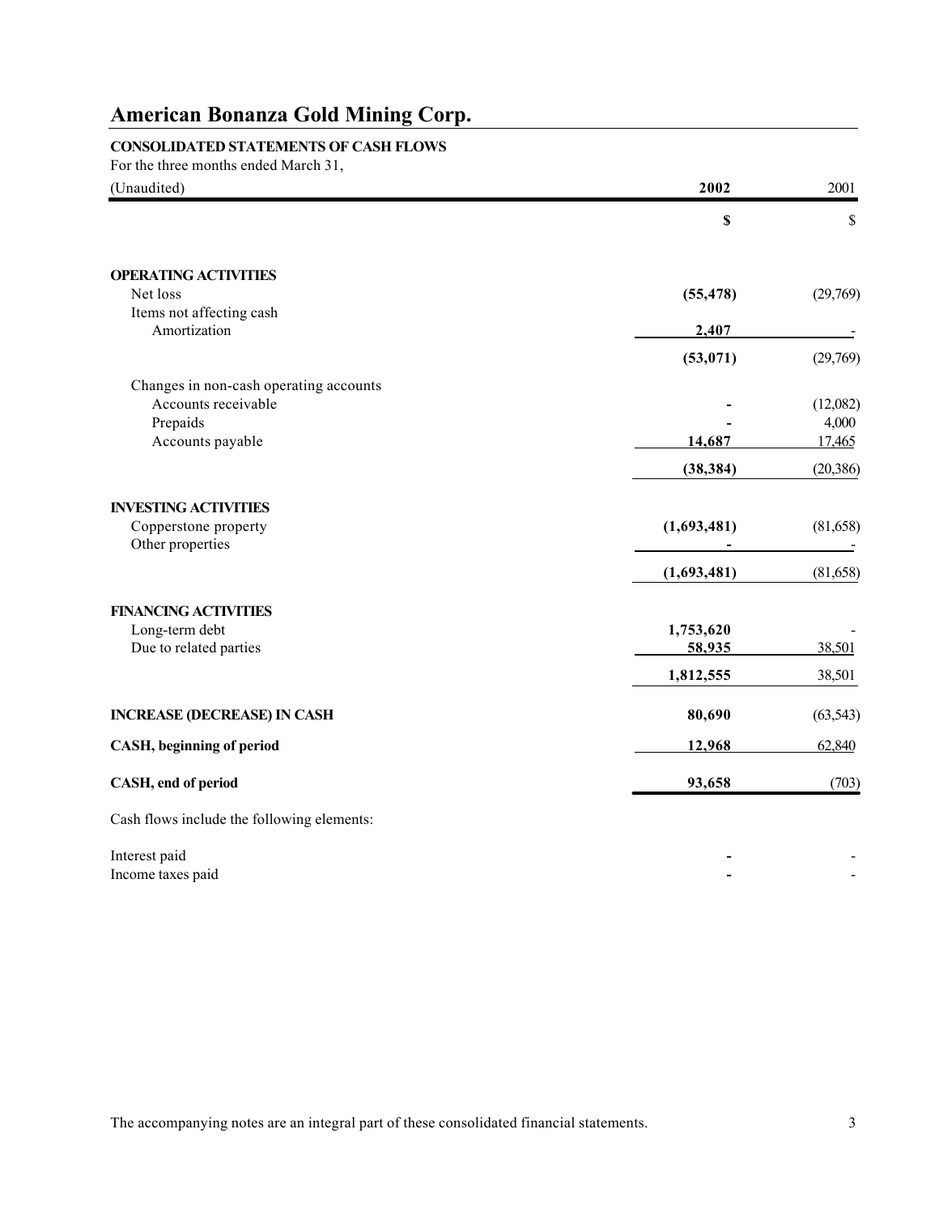# American Bonanza Gold Mining Corp.

**CONSOLIDATED STATEMENTS OF CASH FLOWS**

For the three months ended March 31,

| (Unaudited) | 2002 | 2001 |
|---|---|---|
| | $ | $ |
| **OPERATING ACTIVITIES** | | |
| Net loss | (55,478) | (29,769) |
| Items not affecting cash | | |
| Amortization | 2,407 | - |
| | (53,071) | (29,769) |
| Changes in non-cash operating accounts | | |
| Accounts receivable | - | (12,082) |
| Prepaids | - | 4,000 |
| Accounts payable | 14,687 | 17,465 |
| | (38,384) | (20,386) |
| **INVESTING ACTIVITIES** | | |
| Copperstone property | (1,693,481) | (81,658) |
| Other properties | - | - |
| | (1,693,481) | (81,658) |
| **FINANCING ACTIVITIES** | | |
| Long-term debt | 1,753,620 | - |
| Due to related parties | 58,935 | 38,501 |
| | 1,812,555 | 38,501 |
| **INCREASE (DECREASE) IN CASH** | 80,690 | (63,543) |
| **CASH, beginning of period** | 12,968 | 62,840 |
| **CASH, end of period** | 93,658 | (703) |

Cash flows include the following elements:

| | | |
|---|---|---|
| Interest paid | - | - |
| Income taxes paid | - | - |

The accompanying notes are an integral part of these consolidated financial statements.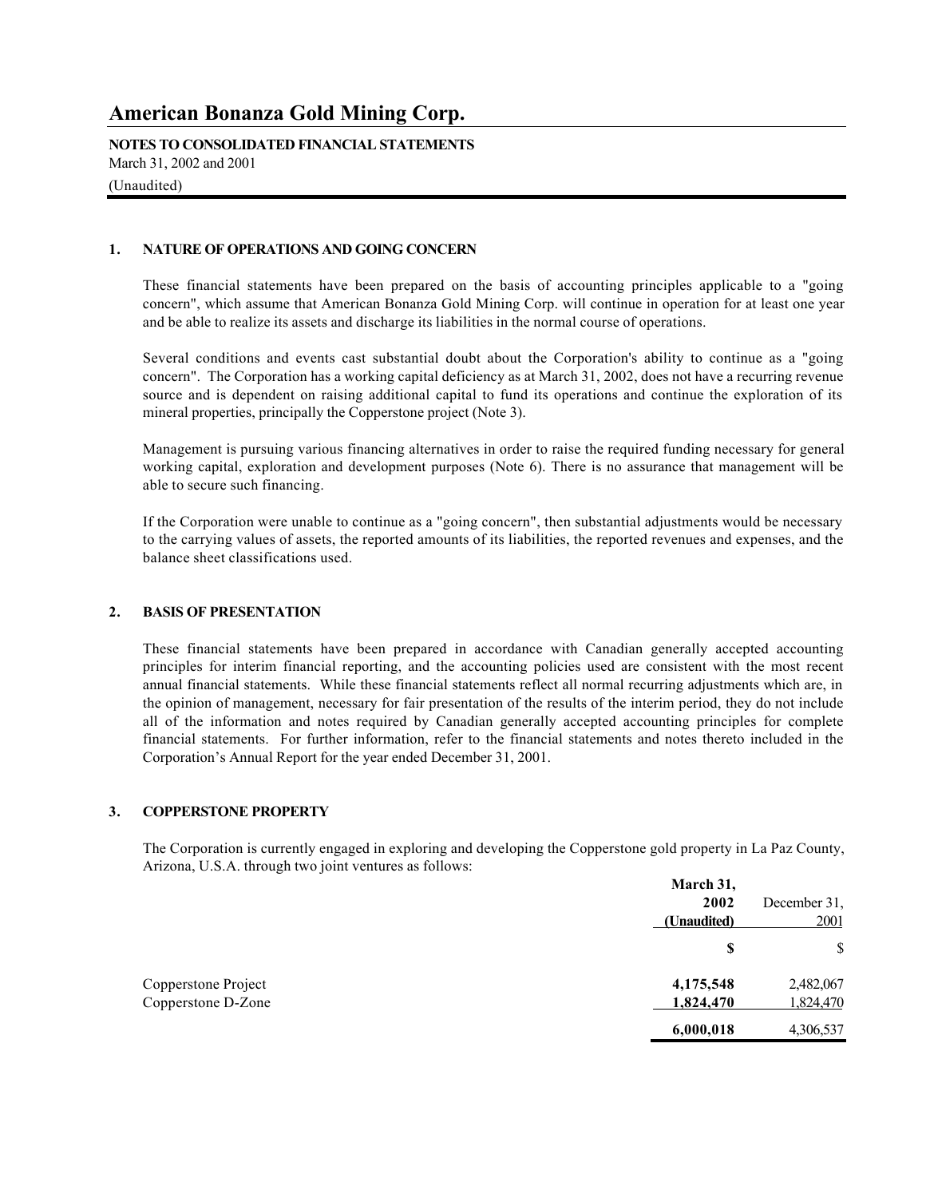# American Bonanza Gold Mining Corp.

**NOTES TO CONSOLIDATED FINANCIAL STATEMENTS**
March 31, 2002 and 2001
(Unaudited)

## 1. NATURE OF OPERATIONS AND GOING CONCERN

These financial statements have been prepared on the basis of accounting principles applicable to a "going concern", which assume that American Bonanza Gold Mining Corp. will continue in operation for at least one year and be able to realize its assets and discharge its liabilities in the normal course of operations.

Several conditions and events cast substantial doubt about the Corporation's ability to continue as a "going concern". The Corporation has a working capital deficiency as at March 31, 2002, does not have a recurring revenue source and is dependent on raising additional capital to fund its operations and continue the exploration of its mineral properties, principally the Copperstone project (Note 3).

Management is pursuing various financing alternatives in order to raise the required funding necessary for general working capital, exploration and development purposes (Note 6). There is no assurance that management will be able to secure such financing.

If the Corporation were unable to continue as a "going concern", then substantial adjustments would be necessary to the carrying values of assets, the reported amounts of its liabilities, the reported revenues and expenses, and the balance sheet classifications used.

## 2. BASIS OF PRESENTATION

These financial statements have been prepared in accordance with Canadian generally accepted accounting principles for interim financial reporting, and the accounting policies used are consistent with the most recent annual financial statements. While these financial statements reflect all normal recurring adjustments which are, in the opinion of management, necessary for fair presentation of the results of the interim period, they do not include all of the information and notes required by Canadian generally accepted accounting principles for complete financial statements. For further information, refer to the financial statements and notes thereto included in the Corporation's Annual Report for the year ended December 31, 2001.

## 3. COPPERSTONE PROPERTY

The Corporation is currently engaged in exploring and developing the Copperstone gold property in La Paz County, Arizona, U.S.A. through two joint ventures as follows:

| | **March 31, 2002 (Unaudited)** | December 31, 2001 |
|---|---|---|
| | **$** | $ |
| Copperstone Project | **4,175,548** | 2,482,067 |
| Copperstone D-Zone | **1,824,470** | 1,824,470 |
| | **6,000,018** | 4,306,537 |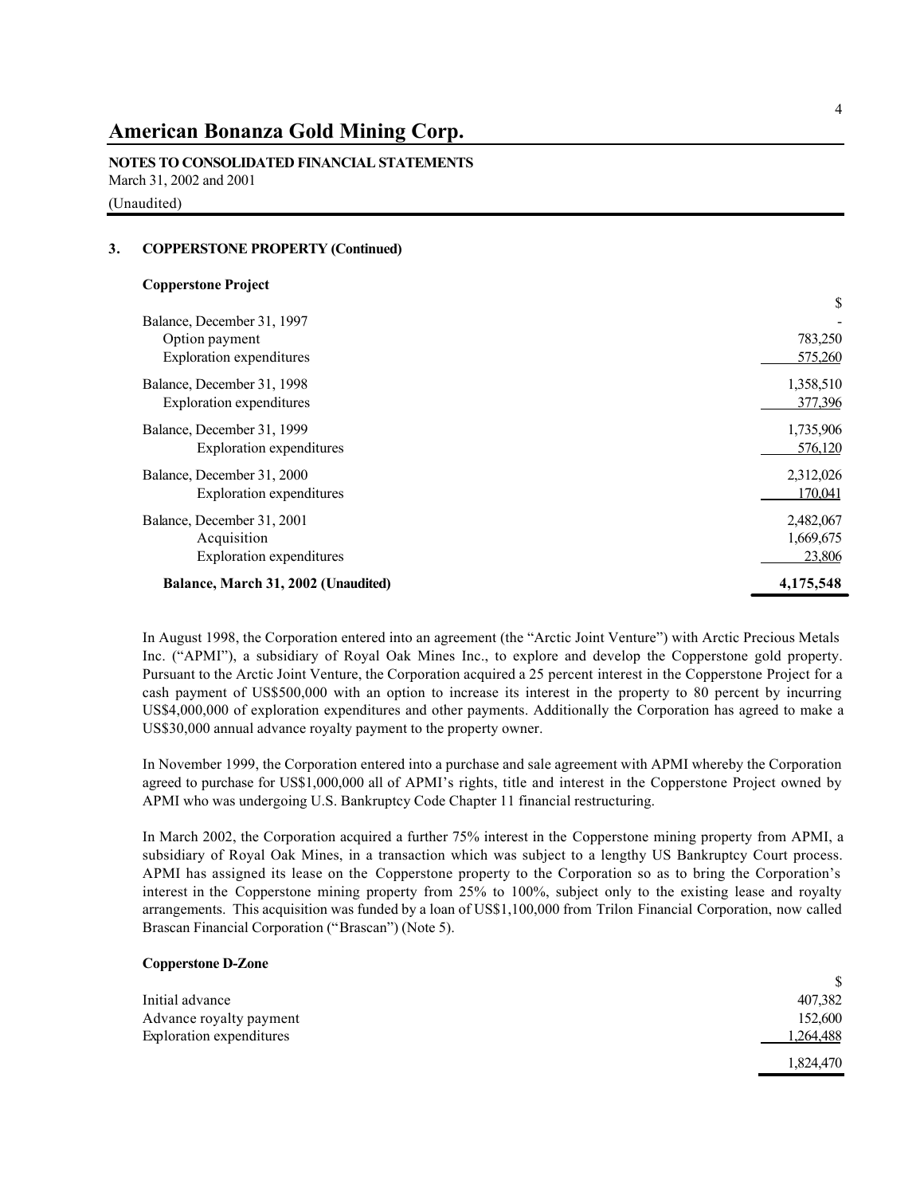# American Bonanza Gold Mining Corp.

**NOTES TO CONSOLIDATED FINANCIAL STATEMENTS**
March 31, 2002 and 2001
(Unaudited)

## 3. COPPERSTONE PROPERTY (Continued)

### Copperstone Project

| | $ |
|---|---|
| Balance, December 31, 1997 | - |
| Option payment | 783,250 |
| Exploration expenditures | 575,260 |
| Balance, December 31, 1998 | 1,358,510 |
| Exploration expenditures | 377,396 |
| Balance, December 31, 1999 | 1,735,906 |
| Exploration expenditures | 576,120 |
| Balance, December 31, 2000 | 2,312,026 |
| Exploration expenditures | 170,041 |
| Balance, December 31, 2001 | 2,482,067 |
| Acquisition | 1,669,675 |
| Exploration expenditures | 23,806 |
| **Balance, March 31, 2002 (Unaudited)** | **4,175,548** |

In August 1998, the Corporation entered into an agreement (the "Arctic Joint Venture") with Arctic Precious Metals Inc. ("APMI"), a subsidiary of Royal Oak Mines Inc., to explore and develop the Copperstone gold property. Pursuant to the Arctic Joint Venture, the Corporation acquired a 25 percent interest in the Copperstone Project for a cash payment of US$500,000 with an option to increase its interest in the property to 80 percent by incurring US$4,000,000 of exploration expenditures and other payments. Additionally the Corporation has agreed to make a US$30,000 annual advance royalty payment to the property owner.

In November 1999, the Corporation entered into a purchase and sale agreement with APMI whereby the Corporation agreed to purchase for US$1,000,000 all of APMI's rights, title and interest in the Copperstone Project owned by APMI who was undergoing U.S. Bankruptcy Code Chapter 11 financial restructuring.

In March 2002, the Corporation acquired a further 75% interest in the Copperstone mining property from APMI, a subsidiary of Royal Oak Mines, in a transaction which was subject to a lengthy US Bankruptcy Court process. APMI has assigned its lease on the Copperstone property to the Corporation so as to bring the Corporation's interest in the Copperstone mining property from 25% to 100%, subject only to the existing lease and royalty arrangements. This acquisition was funded by a loan of US$1,100,000 from Trilon Financial Corporation, now called Brascan Financial Corporation ("Brascan") (Note 5).

### Copperstone D-Zone

| | $ |
|---|---|
| Initial advance | 407,382 |
| Advance royalty payment | 152,600 |
| Exploration expenditures | 1,264,488 |
| | 1,824,470 |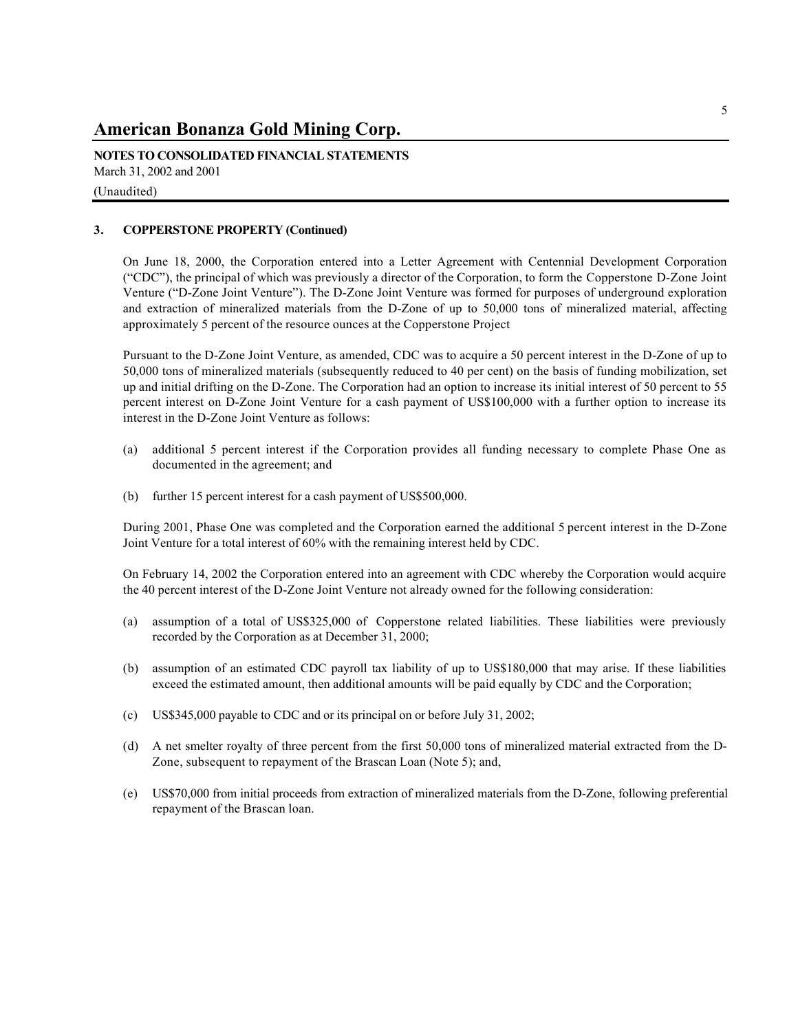# American Bonanza Gold Mining Corp.

**NOTES TO CONSOLIDATED FINANCIAL STATEMENTS**
March 31, 2002 and 2001
(Unaudited)

**3. COPPERSTONE PROPERTY (Continued)**

On June 18, 2000, the Corporation entered into a Letter Agreement with Centennial Development Corporation ("CDC"), the principal of which was previously a director of the Corporation, to form the Copperstone D-Zone Joint Venture ("D-Zone Joint Venture"). The D-Zone Joint Venture was formed for purposes of underground exploration and extraction of mineralized materials from the D-Zone of up to 50,000 tons of mineralized material, affecting approximately 5 percent of the resource ounces at the Copperstone Project

Pursuant to the D-Zone Joint Venture, as amended, CDC was to acquire a 50 percent interest in the D-Zone of up to 50,000 tons of mineralized materials (subsequently reduced to 40 per cent) on the basis of funding mobilization, set up and initial drifting on the D-Zone. The Corporation had an option to increase its initial interest of 50 percent to 55 percent interest on D-Zone Joint Venture for a cash payment of US$100,000 with a further option to increase its interest in the D-Zone Joint Venture as follows:

(a) additional 5 percent interest if the Corporation provides all funding necessary to complete Phase One as documented in the agreement; and

(b) further 15 percent interest for a cash payment of US$500,000.

During 2001, Phase One was completed and the Corporation earned the additional 5 percent interest in the D-Zone Joint Venture for a total interest of 60% with the remaining interest held by CDC.

On February 14, 2002 the Corporation entered into an agreement with CDC whereby the Corporation would acquire the 40 percent interest of the D-Zone Joint Venture not already owned for the following consideration:

(a) assumption of a total of US$325,000 of Copperstone related liabilities. These liabilities were previously recorded by the Corporation as at December 31, 2000;

(b) assumption of an estimated CDC payroll tax liability of up to US$180,000 that may arise. If these liabilities exceed the estimated amount, then additional amounts will be paid equally by CDC and the Corporation;

(c) US$345,000 payable to CDC and or its principal on or before July 31, 2002;

(d) A net smelter royalty of three percent from the first 50,000 tons of mineralized material extracted from the D-Zone, subsequent to repayment of the Brascan Loan (Note 5); and,

(e) US$70,000 from initial proceeds from extraction of mineralized materials from the D-Zone, following preferential repayment of the Brascan loan.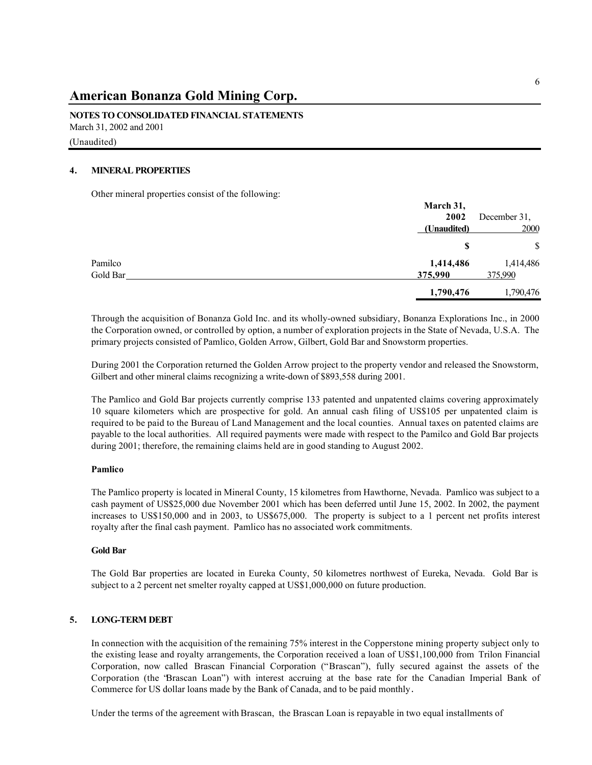# American Bonanza Gold Mining Corp.

**NOTES TO CONSOLIDATED FINANCIAL STATEMENTS**
March 31, 2002 and 2001
(Unaudited)

## 4. MINERAL PROPERTIES

Other mineral properties consist of the following:

| | **March 31, 2002 (Unaudited)** | December 31, 2000 |
|---|---|---|
| | **$** | $ |
| Pamilco | **1,414,486** | 1,414,486 |
| Gold Bar | **375,990** | 375,990 |
| | **1,790,476** | 1,790,476 |

Through the acquisition of Bonanza Gold Inc. and its wholly-owned subsidiary, Bonanza Explorations Inc., in 2000 the Corporation owned, or controlled by option, a number of exploration projects in the State of Nevada, U.S.A. The primary projects consisted of Pamlico, Golden Arrow, Gilbert, Gold Bar and Snowstorm properties.

During 2001 the Corporation returned the Golden Arrow project to the property vendor and released the Snowstorm, Gilbert and other mineral claims recognizing a write-down of $893,558 during 2001.

The Pamlico and Gold Bar projects currently comprise 133 patented and unpatented claims covering approximately 10 square kilometers which are prospective for gold. An annual cash filing of US$105 per unpatented claim is required to be paid to the Bureau of Land Management and the local counties. Annual taxes on patented claims are payable to the local authorities. All required payments were made with respect to the Pamilco and Gold Bar projects during 2001; therefore, the remaining claims held are in good standing to August 2002.

**Pamlico**

The Pamlico property is located in Mineral County, 15 kilometres from Hawthorne, Nevada. Pamlico was subject to a cash payment of US$25,000 due November 2001 which has been deferred until June 15, 2002. In 2002, the payment increases to US$150,000 and in 2003, to US$675,000. The property is subject to a 1 percent net profits interest royalty after the final cash payment. Pamlico has no associated work commitments.

**Gold Bar**

The Gold Bar properties are located in Eureka County, 50 kilometres northwest of Eureka, Nevada. Gold Bar is subject to a 2 percent net smelter royalty capped at US$1,000,000 on future production.

## 5. LONG-TERM DEBT

In connection with the acquisition of the remaining 75% interest in the Copperstone mining property subject only to the existing lease and royalty arrangements, the Corporation received a loan of US$1,100,000 from Trilon Financial Corporation, now called Brascan Financial Corporation ("Brascan"), fully secured against the assets of the Corporation (the "Brascan Loan") with interest accruing at the base rate for the Canadian Imperial Bank of Commerce for US dollar loans made by the Bank of Canada, and to be paid monthly.

Under the terms of the agreement with Brascan, the Brascan Loan is repayable in two equal installments of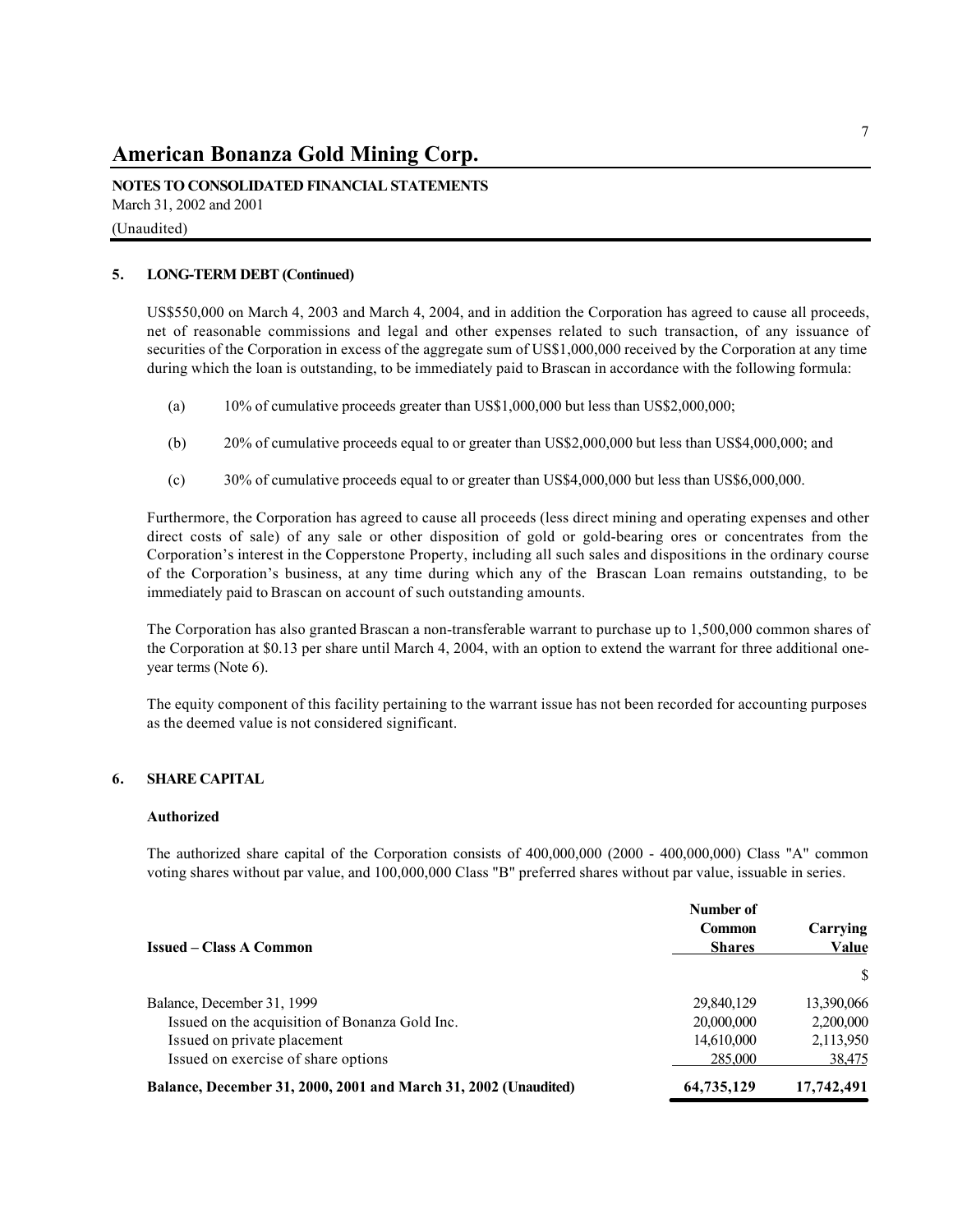# American Bonanza Gold Mining Corp.

**NOTES TO CONSOLIDATED FINANCIAL STATEMENTS**
March 31, 2002 and 2001
(Unaudited)

## 5. LONG-TERM DEBT (Continued)

US$550,000 on March 4, 2003 and March 4, 2004, and in addition the Corporation has agreed to cause all proceeds, net of reasonable commissions and legal and other expenses related to such transaction, of any issuance of securities of the Corporation in excess of the aggregate sum of US$1,000,000 received by the Corporation at any time during which the loan is outstanding, to be immediately paid to Brascan in accordance with the following formula:

(a) 10% of cumulative proceeds greater than US$1,000,000 but less than US$2,000,000;

(b) 20% of cumulative proceeds equal to or greater than US$2,000,000 but less than US$4,000,000; and

(c) 30% of cumulative proceeds equal to or greater than US$4,000,000 but less than US$6,000,000.

Furthermore, the Corporation has agreed to cause all proceeds (less direct mining and operating expenses and other direct costs of sale) of any sale or other disposition of gold or gold-bearing ores or concentrates from the Corporation's interest in the Copperstone Property, including all such sales and dispositions in the ordinary course of the Corporation's business, at any time during which any of the Brascan Loan remains outstanding, to be immediately paid to Brascan on account of such outstanding amounts.

The Corporation has also granted Brascan a non-transferable warrant to purchase up to 1,500,000 common shares of the Corporation at $0.13 per share until March 4, 2004, with an option to extend the warrant for three additional one-year terms (Note 6).

The equity component of this facility pertaining to the warrant issue has not been recorded for accounting purposes as the deemed value is not considered significant.

## 6. SHARE CAPITAL

### Authorized

The authorized share capital of the Corporation consists of 400,000,000 (2000 - 400,000,000) Class "A" common voting shares without par value, and 100,000,000 Class "B" preferred shares without par value, issuable in series.

| Issued – Class A Common | Number of Common Shares | Carrying Value |
|---|---|---|
| | | $ |
| Balance, December 31, 1999 | 29,840,129 | 13,390,066 |
| Issued on the acquisition of Bonanza Gold Inc. | 20,000,000 | 2,200,000 |
| Issued on private placement | 14,610,000 | 2,113,950 |
| Issued on exercise of share options | 285,000 | 38,475 |
| **Balance, December 31, 2000, 2001 and March 31, 2002 (Unaudited)** | **64,735,129** | **17,742,491** |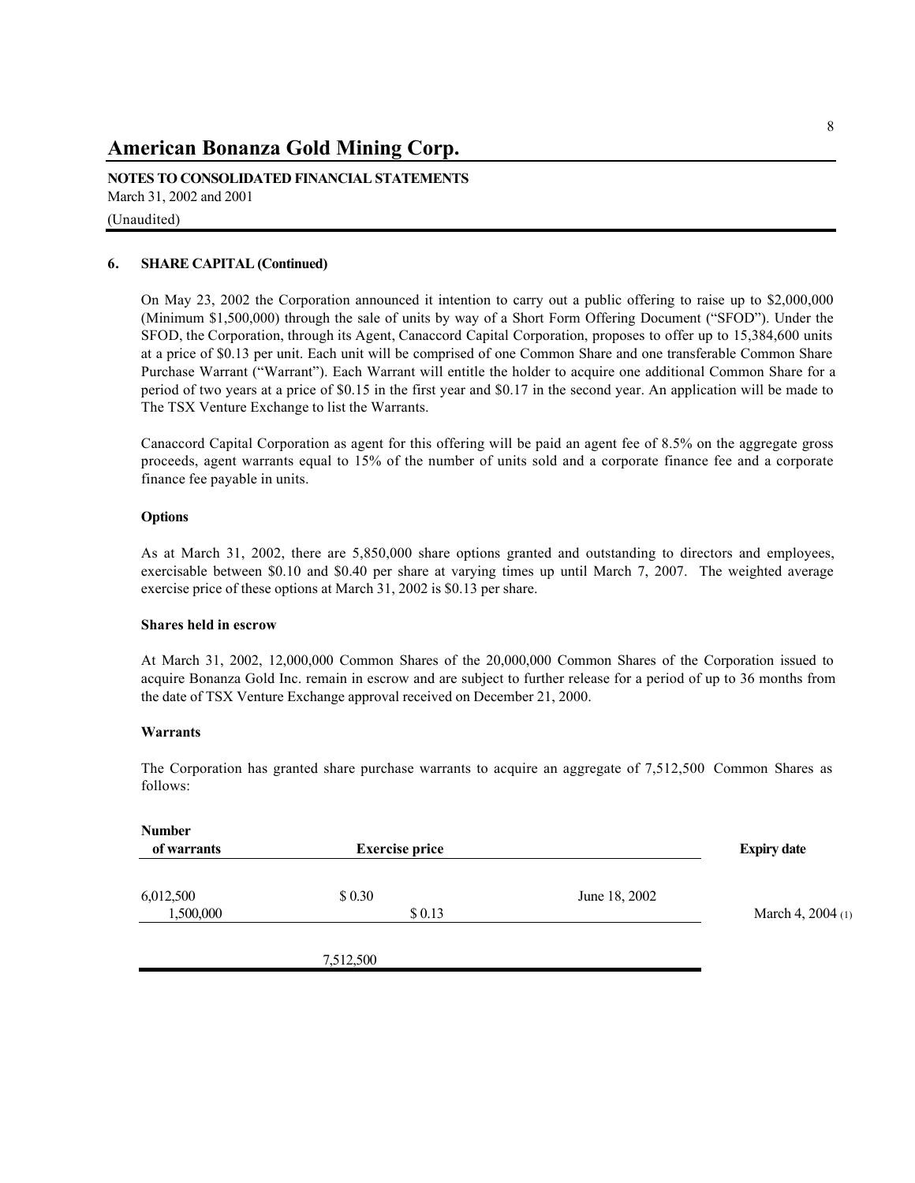# American Bonanza Gold Mining Corp.

**NOTES TO CONSOLIDATED FINANCIAL STATEMENTS**
March 31, 2002 and 2001
(Unaudited)

### 6. SHARE CAPITAL (Continued)

On May 23, 2002 the Corporation announced it intention to carry out a public offering to raise up to $2,000,000 (Minimum $1,500,000) through the sale of units by way of a Short Form Offering Document ("SFOD"). Under the SFOD, the Corporation, through its Agent, Canaccord Capital Corporation, proposes to offer up to 15,384,600 units at a price of $0.13 per unit. Each unit will be comprised of one Common Share and one transferable Common Share Purchase Warrant ("Warrant"). Each Warrant will entitle the holder to acquire one additional Common Share for a period of two years at a price of $0.15 in the first year and $0.17 in the second year. An application will be made to The TSX Venture Exchange to list the Warrants.

Canaccord Capital Corporation as agent for this offering will be paid an agent fee of 8.5% on the aggregate gross proceeds, agent warrants equal to 15% of the number of units sold and a corporate finance fee and a corporate finance fee payable in units.

**Options**

As at March 31, 2002, there are 5,850,000 share options granted and outstanding to directors and employees, exercisable between $0.10 and $0.40 per share at varying times up until March 7, 2007. The weighted average exercise price of these options at March 31, 2002 is $0.13 per share.

**Shares held in escrow**

At March 31, 2002, 12,000,000 Common Shares of the 20,000,000 Common Shares of the Corporation issued to acquire Bonanza Gold Inc. remain in escrow and are subject to further release for a period of up to 36 months from the date of TSX Venture Exchange approval received on December 21, 2000.

**Warrants**

The Corporation has granted share purchase warrants to acquire an aggregate of 7,512,500 Common Shares as follows:

| Number of warrants | Exercise price | Expiry date |
|---|---|---|
| 6,012,500 | $ 0.30 | June 18, 2002 |
| 1,500,000 | $ 0.13 | March 4, 2004 (1) |
| 7,512,500 | | |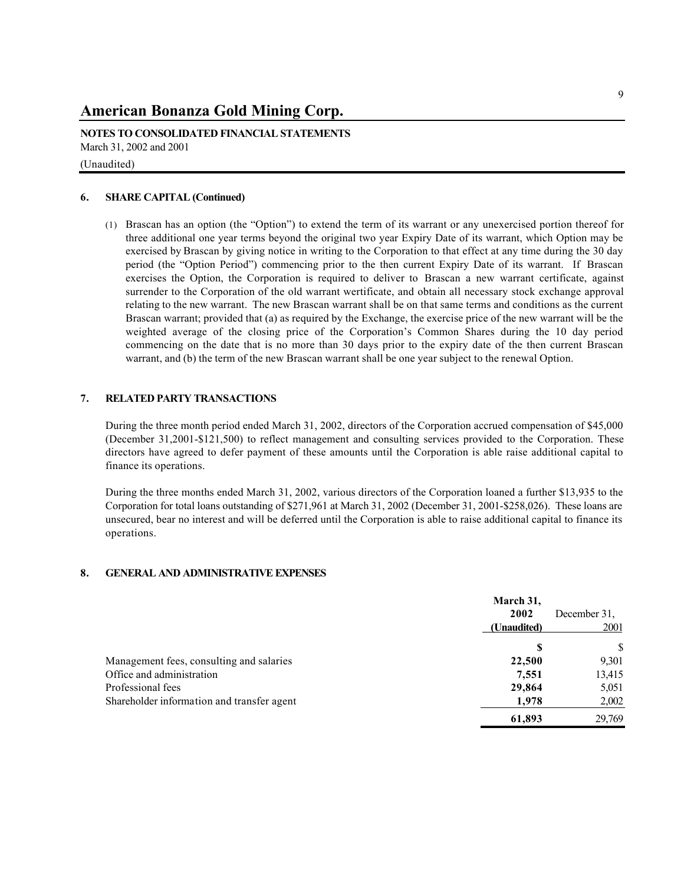# American Bonanza Gold Mining Corp.

**NOTES TO CONSOLIDATED FINANCIAL STATEMENTS**
March 31, 2002 and 2001
(Unaudited)

## 6. SHARE CAPITAL (Continued)

(1) Brascan has an option (the "Option") to extend the term of its warrant or any unexercised portion thereof for three additional one year terms beyond the original two year Expiry Date of its warrant, which Option may be exercised by Brascan by giving notice in writing to the Corporation to that effect at any time during the 30 day period (the "Option Period") commencing prior to the then current Expiry Date of its warrant. If Brascan exercises the Option, the Corporation is required to deliver to Brascan a new warrant certificate, against surrender to the Corporation of the old warrant wertificate, and obtain all necessary stock exchange approval relating to the new warrant. The new Brascan warrant shall be on that same terms and conditions as the current Brascan warrant; provided that (a) as required by the Exchange, the exercise price of the new warrant will be the weighted average of the closing price of the Corporation's Common Shares during the 10 day period commencing on the date that is no more than 30 days prior to the expiry date of the then current Brascan warrant, and (b) the term of the new Brascan warrant shall be one year subject to the renewal Option.

## 7. RELATED PARTY TRANSACTIONS

During the three month period ended March 31, 2002, directors of the Corporation accrued compensation of $45,000 (December 31,2001-$121,500) to reflect management and consulting services provided to the Corporation. These directors have agreed to defer payment of these amounts until the Corporation is able raise additional capital to finance its operations.

During the three months ended March 31, 2002, various directors of the Corporation loaned a further $13,935 to the Corporation for total loans outstanding of $271,961 at March 31, 2002 (December 31, 2001-$258,026). These loans are unsecured, bear no interest and will be deferred until the Corporation is able to raise additional capital to finance its operations.

## 8. GENERAL AND ADMINISTRATIVE EXPENSES

| | **March 31, 2002 (Unaudited)** | December 31, 2001 |
|---|---|---|
| | **$** | $ |
| Management fees, consulting and salaries | **22,500** | 9,301 |
| Office and administration | **7,551** | 13,415 |
| Professional fees | **29,864** | 5,051 |
| Shareholder information and transfer agent | **1,978** | 2,002 |
| | **61,893** | 29,769 |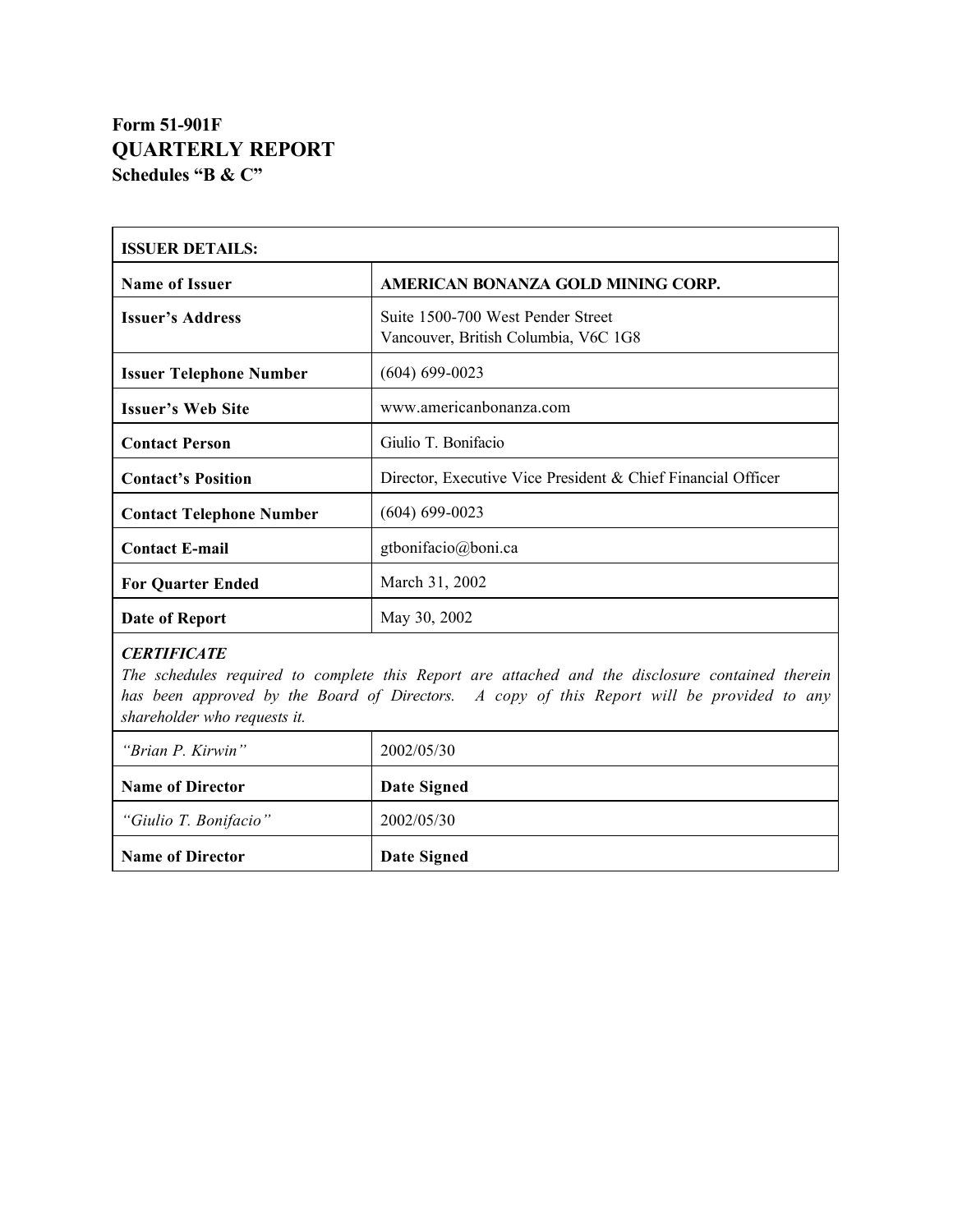**Form 51-901F**
## QUARTERLY REPORT
**Schedules "B & C"**

| **ISSUER DETAILS:** | |
|---|---|
| **Name of Issuer** | **AMERICAN BONANZA GOLD MINING CORP.** |
| **Issuer's Address** | Suite 1500-700 West Pender Street<br>Vancouver, British Columbia, V6C 1G8 |
| **Issuer Telephone Number** | (604) 699-0023 |
| **Issuer's Web Site** | www.americanbonanza.com |
| **Contact Person** | Giulio T. Bonifacio |
| **Contact's Position** | Director, Executive Vice President & Chief Financial Officer |
| **Contact Telephone Number** | (604) 699-0023 |
| **Contact E-mail** | gtbonifacio@boni.ca |
| **For Quarter Ended** | March 31, 2002 |
| **Date of Report** | May 30, 2002 |

***CERTIFICATE***

*The schedules required to complete this Report are attached and the disclosure contained therein has been approved by the Board of Directors. A copy of this Report will be provided to any shareholder who requests it.*

| | |
|---|---|
| *"Brian P. Kirwin"* | 2002/05/30 |
| **Name of Director** | **Date Signed** |
| *"Giulio T. Bonifacio"* | 2002/05/30 |
| **Name of Director** | **Date Signed** |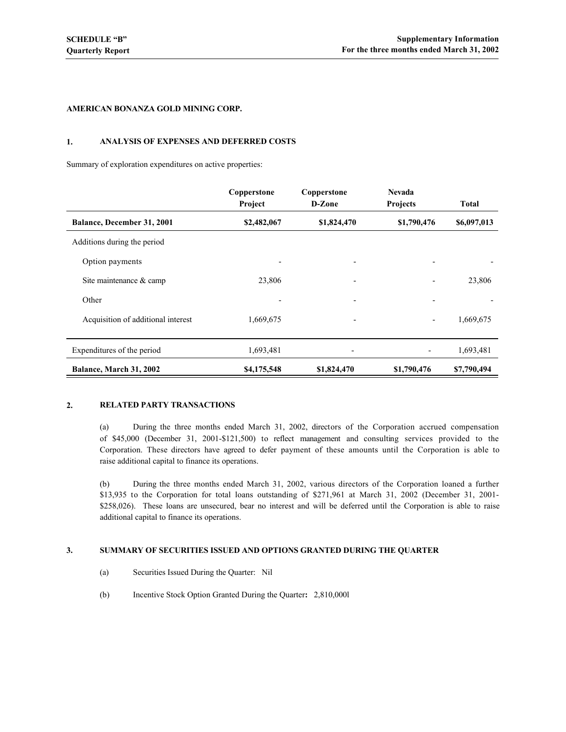**SCHEDULE "B"**
**Quarterly Report**

**Supplementary Information**
**For the three months ended March 31, 2002**

**AMERICAN BONANZA GOLD MINING CORP.**

## 1. ANALYSIS OF EXPENSES AND DEFERRED COSTS

Summary of exploration expenditures on active properties:

| | Copperstone Project | Copperstone D-Zone | Nevada Projects | Total |
|---|---|---|---|---|
| **Balance, December 31, 2001** | **$2,482,067** | **$1,824,470** | **$1,790,476** | **$6,097,013** |
| Additions during the period | | | | |
| Option payments | - | - | - | - |
| Site maintenance & camp | 23,806 | - | - | 23,806 |
| Other | - | - | - | - |
| Acquisition of additional interest | 1,669,675 | - | - | 1,669,675 |
| Expenditures of the period | 1,693,481 | - | - | 1,693,481 |
| **Balance, March 31, 2002** | **$4,175,548** | **$1,824,470** | **$1,790,476** | **$7,790,494** |

## 2. RELATED PARTY TRANSACTIONS

(a) During the three months ended March 31, 2002, directors of the Corporation accrued compensation of $45,000 (December 31, 2001-$121,500) to reflect management and consulting services provided to the Corporation. These directors have agreed to defer payment of these amounts until the Corporation is able to raise additional capital to finance its operations.

(b) During the three months ended March 31, 2002, various directors of the Corporation loaned a further $13,935 to the Corporation for total loans outstanding of $271,961 at March 31, 2002 (December 31, 2001-$258,026). These loans are unsecured, bear no interest and will be deferred until the Corporation is able to raise additional capital to finance its operations.

## 3. SUMMARY OF SECURITIES ISSUED AND OPTIONS GRANTED DURING THE QUARTER

(a) Securities Issued During the Quarter: Nil

(b) Incentive Stock Option Granted During the Quarter**:** 2,810,000l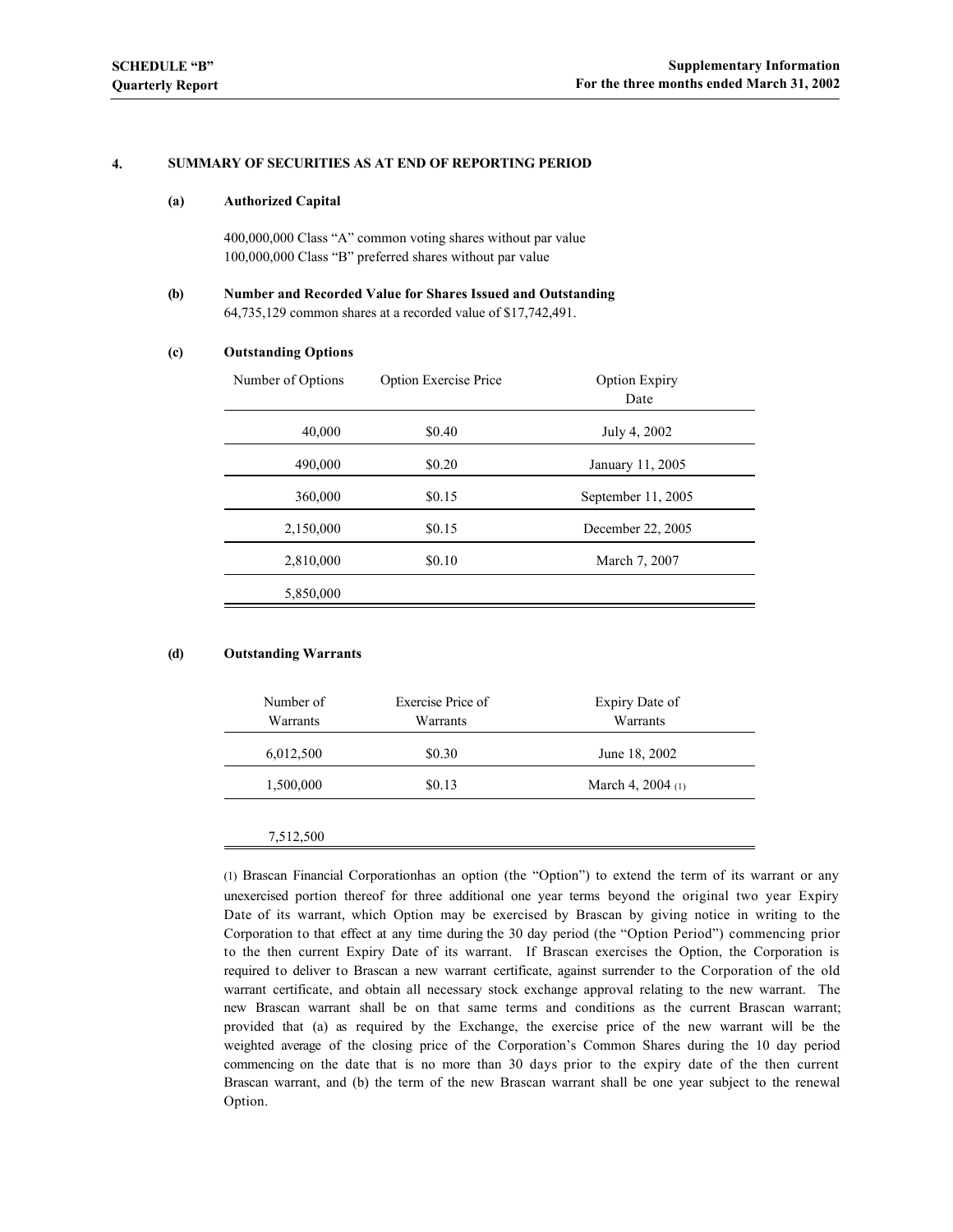## 4. SUMMARY OF SECURITIES AS AT END OF REPORTING PERIOD

### (a) Authorized Capital

400,000,000 Class "A" common voting shares without par value
100,000,000 Class "B" preferred shares without par value

### (b) Number and Recorded Value for Shares Issued and Outstanding

64,735,129 common shares at a recorded value of $17,742,491.

### (c) Outstanding Options

| Number of Options | Option Exercise Price | Option Expiry Date |
|---|---|---|
| 40,000 | $0.40 | July 4, 2002 |
| 490,000 | $0.20 | January 11, 2005 |
| 360,000 | $0.15 | September 11, 2005 |
| 2,150,000 | $0.15 | December 22, 2005 |
| 2,810,000 | $0.10 | March 7, 2007 |
| 5,850,000 | | |

### (d) Outstanding Warrants

| Number of Warrants | Exercise Price of Warrants | Expiry Date of Warrants |
|---|---|---|
| 6,012,500 | $0.30 | June 18, 2002 |
| 1,500,000 | $0.13 | March 4, 2004 (1) |
| 7,512,500 | | |

(1) Brascan Financial Corporationhas an option (the "Option") to extend the term of its warrant or any unexercised portion thereof for three additional one year terms beyond the original two year Expiry Date of its warrant, which Option may be exercised by Brascan by giving notice in writing to the Corporation to that effect at any time during the 30 day period (the "Option Period") commencing prior to the then current Expiry Date of its warrant. If Brascan exercises the Option, the Corporation is required to deliver to Brascan a new warrant certificate, against surrender to the Corporation of the old warrant certificate, and obtain all necessary stock exchange approval relating to the new warrant. The new Brascan warrant shall be on that same terms and conditions as the current Brascan warrant; provided that (a) as required by the Exchange, the exercise price of the new warrant will be the weighted average of the closing price of the Corporation's Common Shares during the 10 day period commencing on the date that is no more than 30 days prior to the expiry date of the then current Brascan warrant, and (b) the term of the new Brascan warrant shall be one year subject to the renewal Option.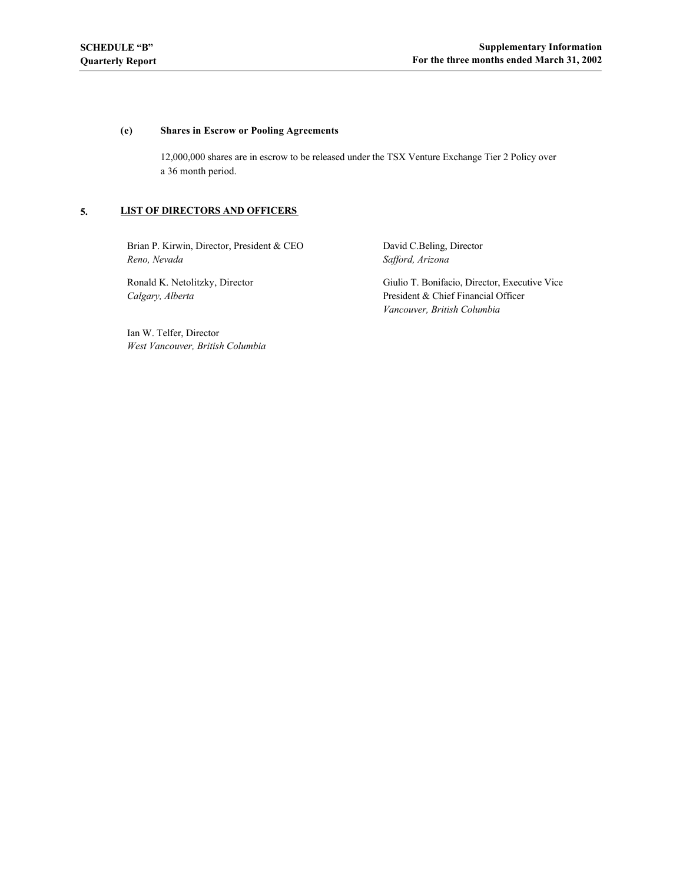**(e) Shares in Escrow or Pooling Agreements**

12,000,000 shares are in escrow to be released under the TSX Venture Exchange Tier 2 Policy over a 36 month period.

## 5. LIST OF DIRECTORS AND OFFICERS

Brian P. Kirwin, Director, President & CEO
*Reno, Nevada*

Ronald K. Netolitzky, Director
*Calgary, Alberta*

Ian W. Telfer, Director
*West Vancouver, British Columbia*

David C.Beling, Director
*Safford, Arizona*

Giulio T. Bonifacio, Director, Executive Vice President & Chief Financial Officer
*Vancouver, British Columbia*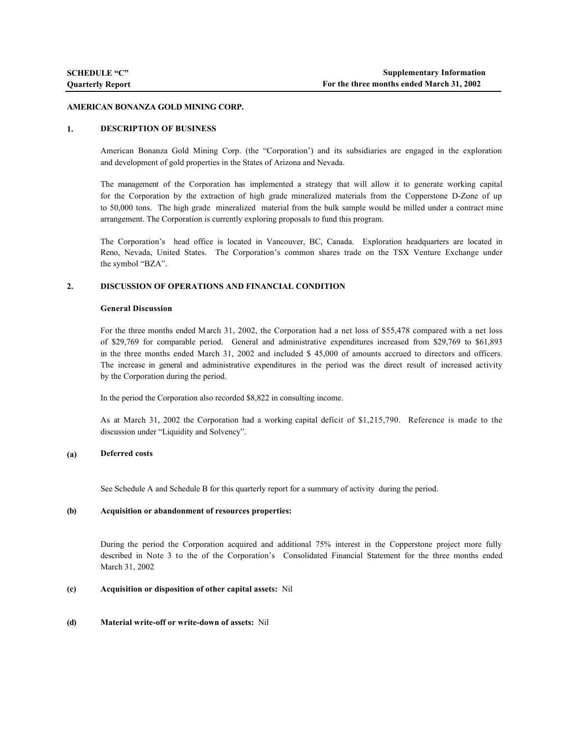**SCHEDULE "C"**
**Quarterly Report**

**Supplementary Information**
**For the three months ended March 31, 2002**

**AMERICAN BONANZA GOLD MINING CORP.**

## 1. DESCRIPTION OF BUSINESS

American Bonanza Gold Mining Corp. (the "Corporation') and its subsidiaries are engaged in the exploration and development of gold properties in the States of Arizona and Nevada.

The management of the Corporation has implemented a strategy that will allow it to generate working capital for the Corporation by the extraction of high grade mineralized materials from the Copperstone D-Zone of up to 50,000 tons. The high grade mineralized material from the bulk sample would be milled under a contract mine arrangement. The Corporation is currently exploring proposals to fund this program.

The Corporation's head office is located in Vancouver, BC, Canada. Exploration headquarters are located in Reno, Nevada, United States. The Corporation's common shares trade on the TSX Venture Exchange under the symbol "BZA".

## 2. DISCUSSION OF OPERATIONS AND FINANCIAL CONDITION

**General Discussion**

For the three months ended March 31, 2002, the Corporation had a net loss of $55,478 compared with a net loss of $29,769 for comparable period. General and administrative expenditures increased from $29,769 to $61,893 in the three months ended March 31, 2002 and included $ 45,000 of amounts accrued to directors and officers. The increase in general and administrative expenditures in the period was the direct result of increased activity by the Corporation during the period.

In the period the Corporation also recorded $8,822 in consulting income.

As at March 31, 2002 the Corporation had a working capital deficit of $1,215,790. Reference is made to the discussion under "Liquidity and Solvency".

**(a) Deferred costs**

See Schedule A and Schedule B for this quarterly report for a summary of activity during the period.

**(b) Acquisition or abandonment of resources properties:**

During the period the Corporation acquired and additional 75% interest in the Copperstone project more fully described in Note 3 to the of the Corporation's Consolidated Financial Statement for the three months ended March 31, 2002

**(c) Acquisition or disposition of other capital assets:** Nil

**(d) Material write-off or write-down of assets:** Nil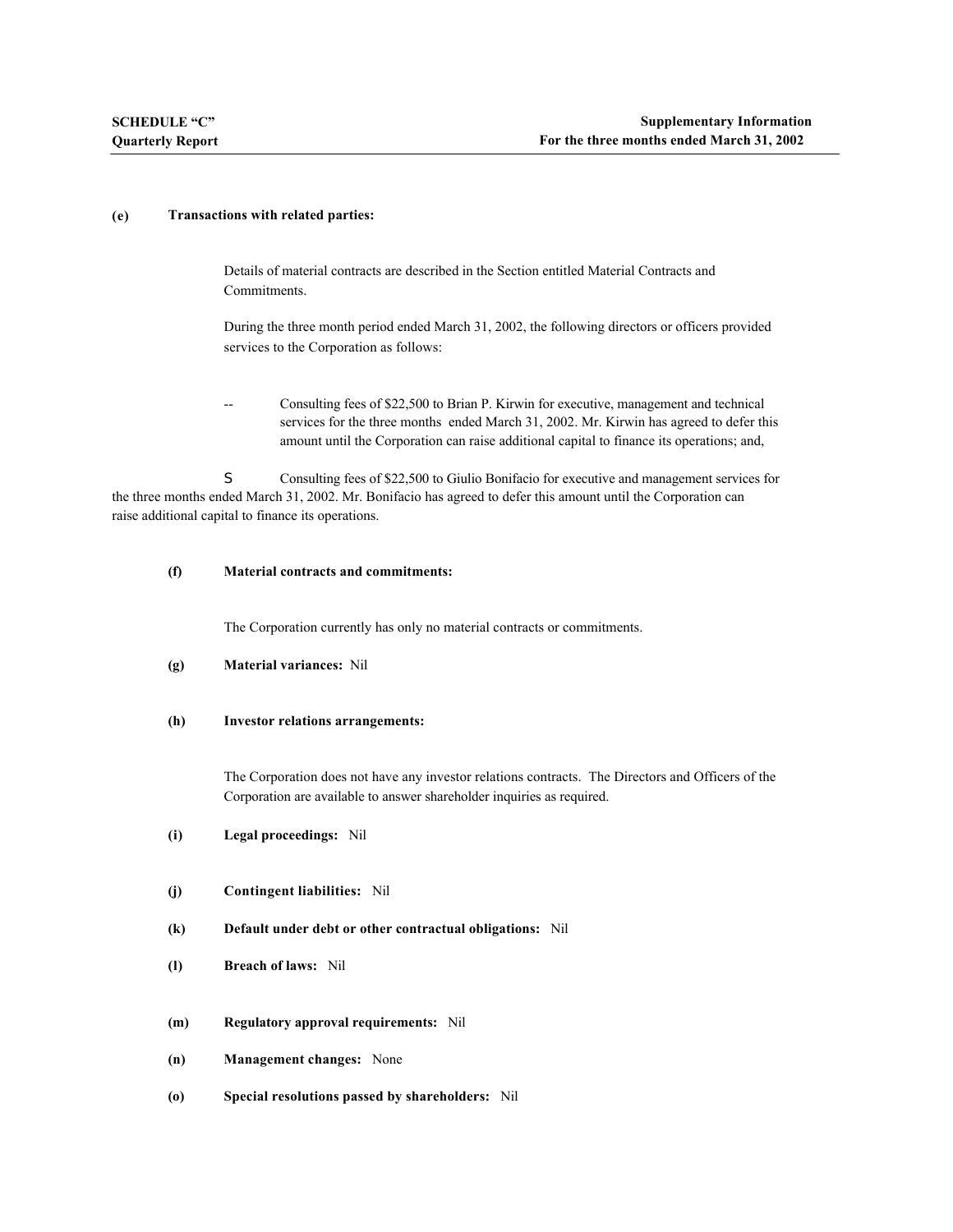**SCHEDULE "C"**
**Quarterly Report**

**Supplementary Information**
**For the three months ended March 31, 2002**

**(e) Transactions with related parties:**

Details of material contracts are described in the Section entitled Material Contracts and Commitments.

During the three month period ended March 31, 2002, the following directors or officers provided services to the Corporation as follows:

- Consulting fees of $22,500 to Brian P. Kirwin for executive, management and technical services for the three months ended March 31, 2002. Mr. Kirwin has agreed to defer this amount until the Corporation can raise additional capital to finance its operations; and,
- Consulting fees of $22,500 to Giulio Bonifacio for executive and management services for the three months ended March 31, 2002. Mr. Bonifacio has agreed to defer this amount until the Corporation can raise additional capital to finance its operations.

**(f) Material contracts and commitments:**

The Corporation currently has only no material contracts or commitments.

**(g) Material variances:** Nil

**(h) Investor relations arrangements:**

The Corporation does not have any investor relations contracts. The Directors and Officers of the Corporation are available to answer shareholder inquiries as required.

**(i) Legal proceedings:** Nil

**(j) Contingent liabilities:** Nil

**(k) Default under debt or other contractual obligations:** Nil

**(l) Breach of laws:** Nil

**(m) Regulatory approval requirements:** Nil

**(n) Management changes:** None

**(o) Special resolutions passed by shareholders:** Nil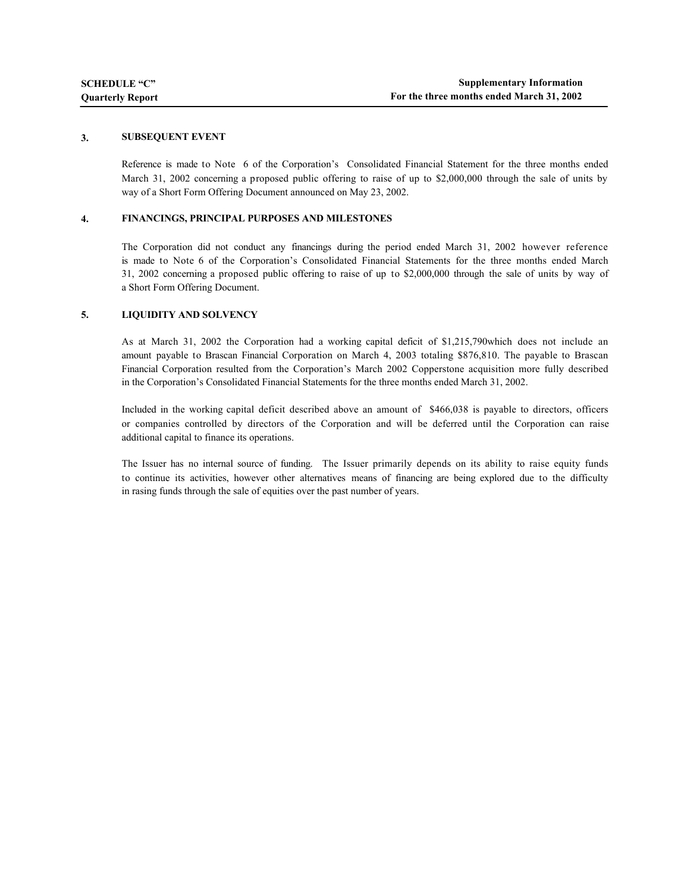**SCHEDULE "C"**
**Quarterly Report**

**Supplementary Information**
**For the three months ended March 31, 2002**

### 3. SUBSEQUENT EVENT

Reference is made to Note 6 of the Corporation's Consolidated Financial Statement for the three months ended March 31, 2002 concerning a proposed public offering to raise of up to $2,000,000 through the sale of units by way of a Short Form Offering Document announced on May 23, 2002.

### 4. FINANCINGS, PRINCIPAL PURPOSES AND MILESTONES

The Corporation did not conduct any financings during the period ended March 31, 2002 however reference is made to Note 6 of the Corporation's Consolidated Financial Statements for the three months ended March 31, 2002 concerning a proposed public offering to raise of up to $2,000,000 through the sale of units by way of a Short Form Offering Document.

### 5. LIQUIDITY AND SOLVENCY

As at March 31, 2002 the Corporation had a working capital deficit of $1,215,790which does not include an amount payable to Brascan Financial Corporation on March 4, 2003 totaling $876,810. The payable to Brascan Financial Corporation resulted from the Corporation's March 2002 Copperstone acquisition more fully described in the Corporation's Consolidated Financial Statements for the three months ended March 31, 2002.

Included in the working capital deficit described above an amount of $466,038 is payable to directors, officers or companies controlled by directors of the Corporation and will be deferred until the Corporation can raise additional capital to finance its operations.

The Issuer has no internal source of funding. The Issuer primarily depends on its ability to raise equity funds to continue its activities, however other alternatives means of financing are being explored due to the difficulty in rasing funds through the sale of equities over the past number of years.